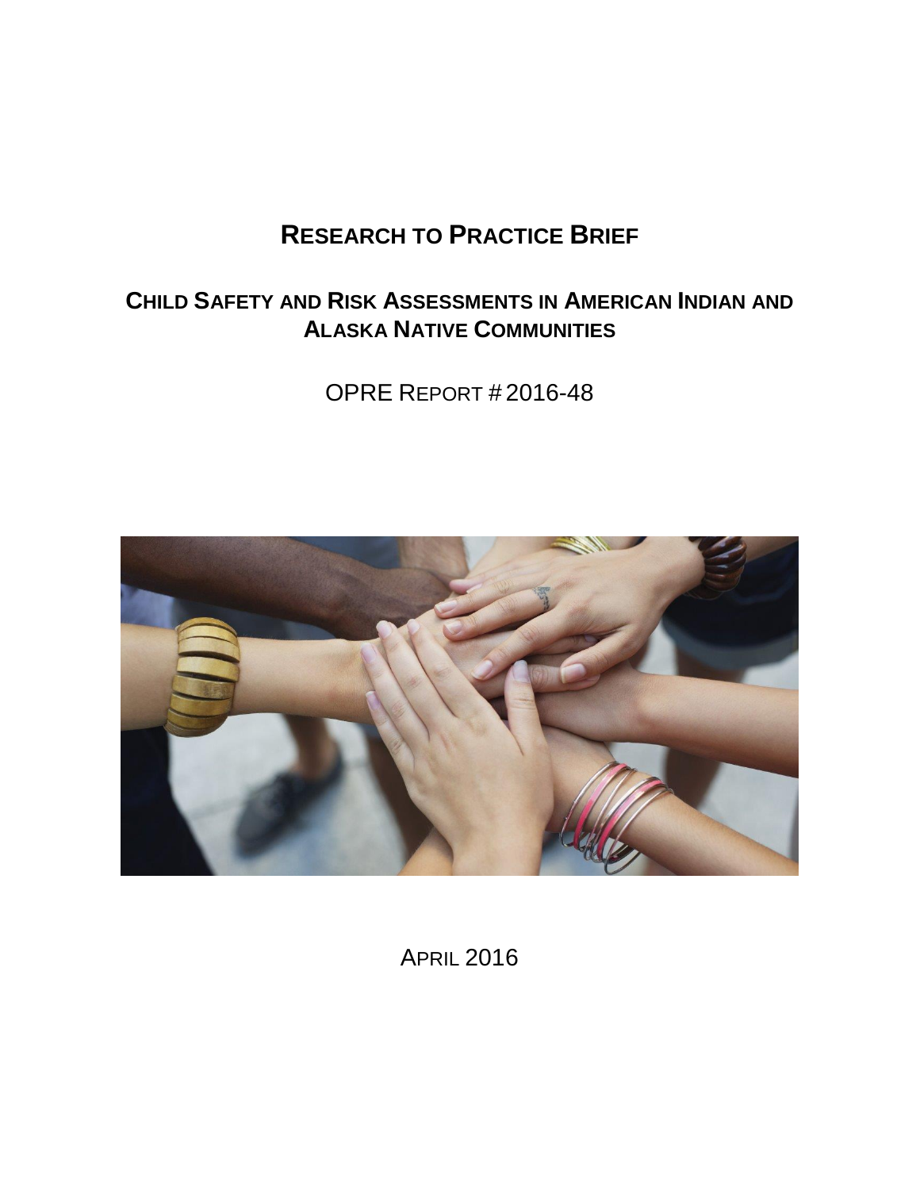# RESEARCH TO PRACTICE BRIEF

## CHILD SAFETY AND RISK ASSESSMENTS IN AMERICAN INDIAN AND ALASKA NATIVE COMMUNITIES

OPRE REPORT # 2016-48

APRIL 2016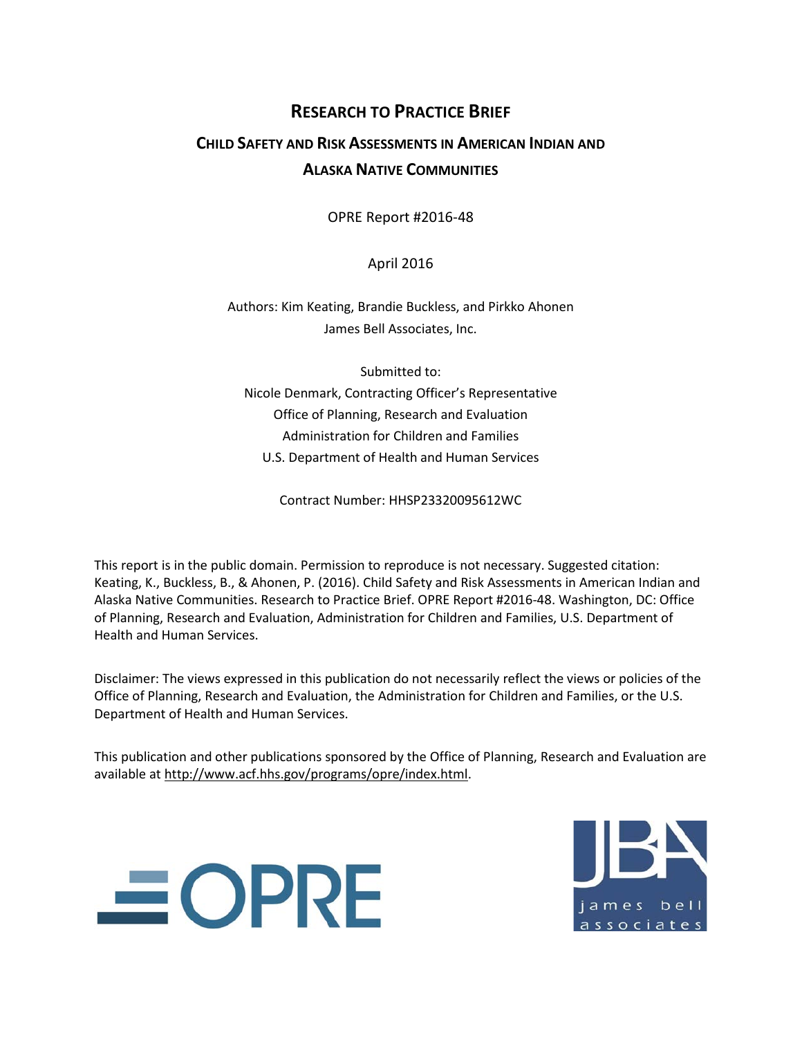# Research to Practice Brief

## Child Safety and Risk Assessments in American Indian and Alaska Native Communities

OPRE Report #2016-48

April 2016

Authors: Kim Keating, Brandie Buckless, and Pirkko Ahonen
James Bell Associates, Inc.

Submitted to:
Nicole Denmark, Contracting Officer's Representative
Office of Planning, Research and Evaluation
Administration for Children and Families
U.S. Department of Health and Human Services

Contract Number: HHSP23320095612WC

This report is in the public domain. Permission to reproduce is not necessary. Suggested citation: Keating, K., Buckless, B., & Ahonen, P. (2016). Child Safety and Risk Assessments in American Indian and Alaska Native Communities. Research to Practice Brief. OPRE Report #2016-48. Washington, DC: Office of Planning, Research and Evaluation, Administration for Children and Families, U.S. Department of Health and Human Services.

Disclaimer: The views expressed in this publication do not necessarily reflect the views or policies of the Office of Planning, Research and Evaluation, the Administration for Children and Families, or the U.S. Department of Health and Human Services.

This publication and other publications sponsored by the Office of Planning, Research and Evaluation are available at http://www.acf.hhs.gov/programs/opre/index.html.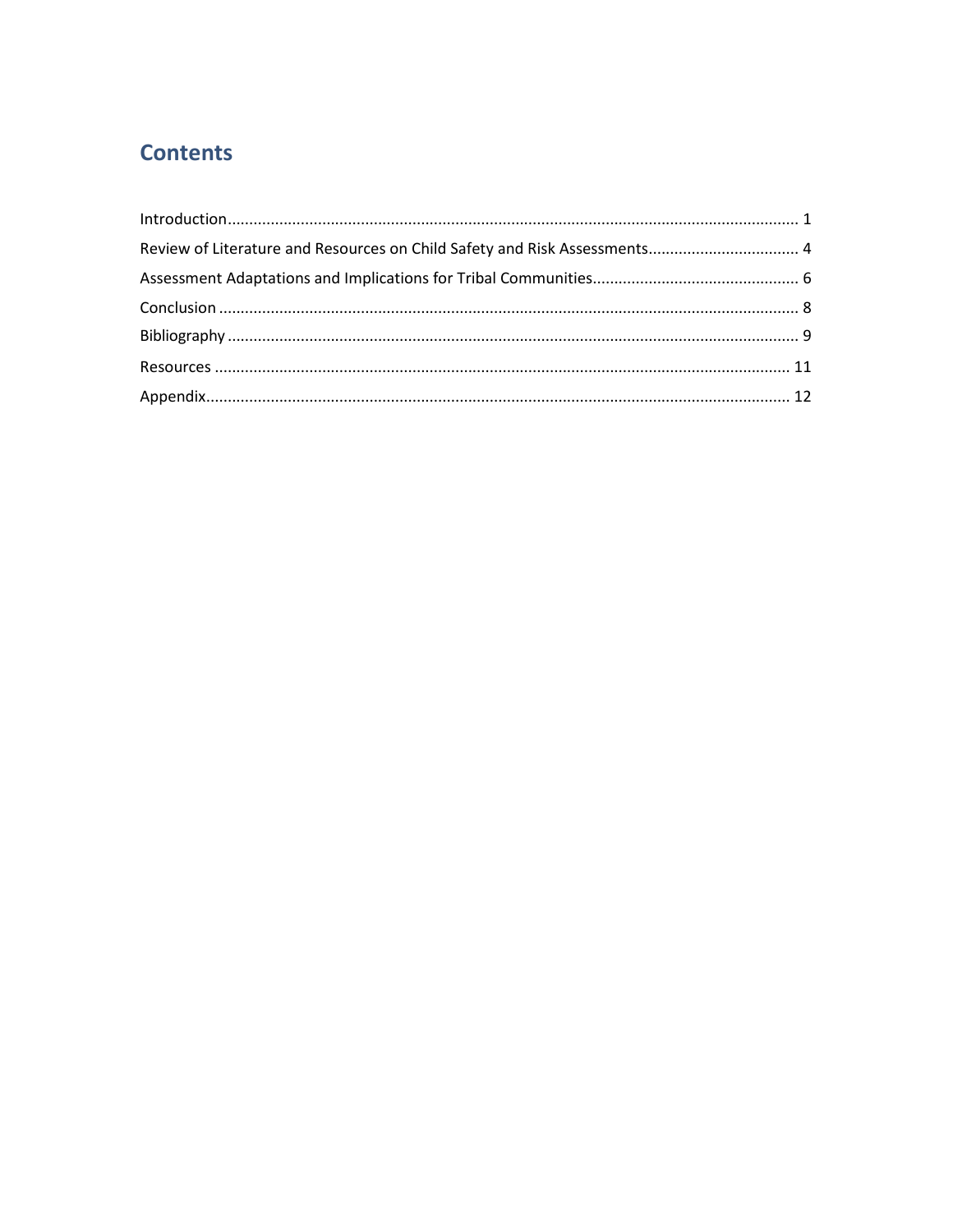## Contents

Introduction .................................................................................................................................... 1

Review of Literature and Resources on Child Safety and Risk Assessments .................................. 4

Assessment Adaptations and Implications for Tribal Communities ............................................... 6

Conclusion ..................................................................................................................................... 8

Bibliography ................................................................................................................................... 9

Resources ..................................................................................................................................... 11

Appendix ...................................................................................................................................... 12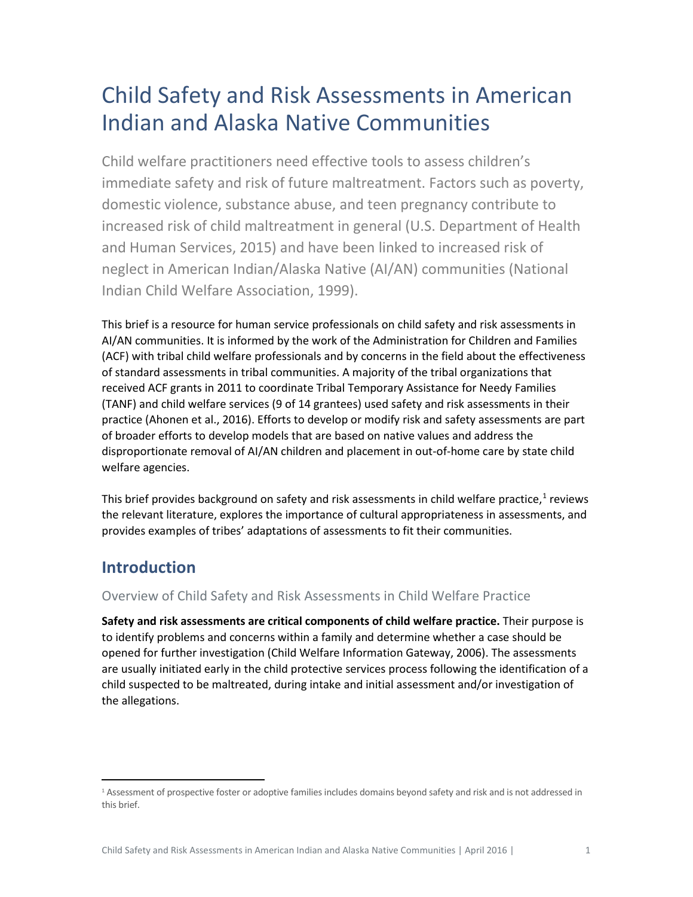# Child Safety and Risk Assessments in American Indian and Alaska Native Communities

Child welfare practitioners need effective tools to assess children's immediate safety and risk of future maltreatment. Factors such as poverty, domestic violence, substance abuse, and teen pregnancy contribute to increased risk of child maltreatment in general (U.S. Department of Health and Human Services, 2015) and have been linked to increased risk of neglect in American Indian/Alaska Native (AI/AN) communities (National Indian Child Welfare Association, 1999).

This brief is a resource for human service professionals on child safety and risk assessments in AI/AN communities. It is informed by the work of the Administration for Children and Families (ACF) with tribal child welfare professionals and by concerns in the field about the effectiveness of standard assessments in tribal communities. A majority of the tribal organizations that received ACF grants in 2011 to coordinate Tribal Temporary Assistance for Needy Families (TANF) and child welfare services (9 of 14 grantees) used safety and risk assessments in their practice (Ahonen et al., 2016). Efforts to develop or modify risk and safety assessments are part of broader efforts to develop models that are based on native values and address the disproportionate removal of AI/AN children and placement in out-of-home care by state child welfare agencies.

This brief provides background on safety and risk assessments in child welfare practice,[1] reviews the relevant literature, explores the importance of cultural appropriateness in assessments, and provides examples of tribes' adaptations of assessments to fit their communities.

## Introduction

### Overview of Child Safety and Risk Assessments in Child Welfare Practice

**Safety and risk assessments are critical components of child welfare practice.** Their purpose is to identify problems and concerns within a family and determine whether a case should be opened for further investigation (Child Welfare Information Gateway, 2006). The assessments are usually initiated early in the child protective services process following the identification of a child suspected to be maltreated, during intake and initial assessment and/or investigation of the allegations.

[1] Assessment of prospective foster or adoptive families includes domains beyond safety and risk and is not addressed in this brief.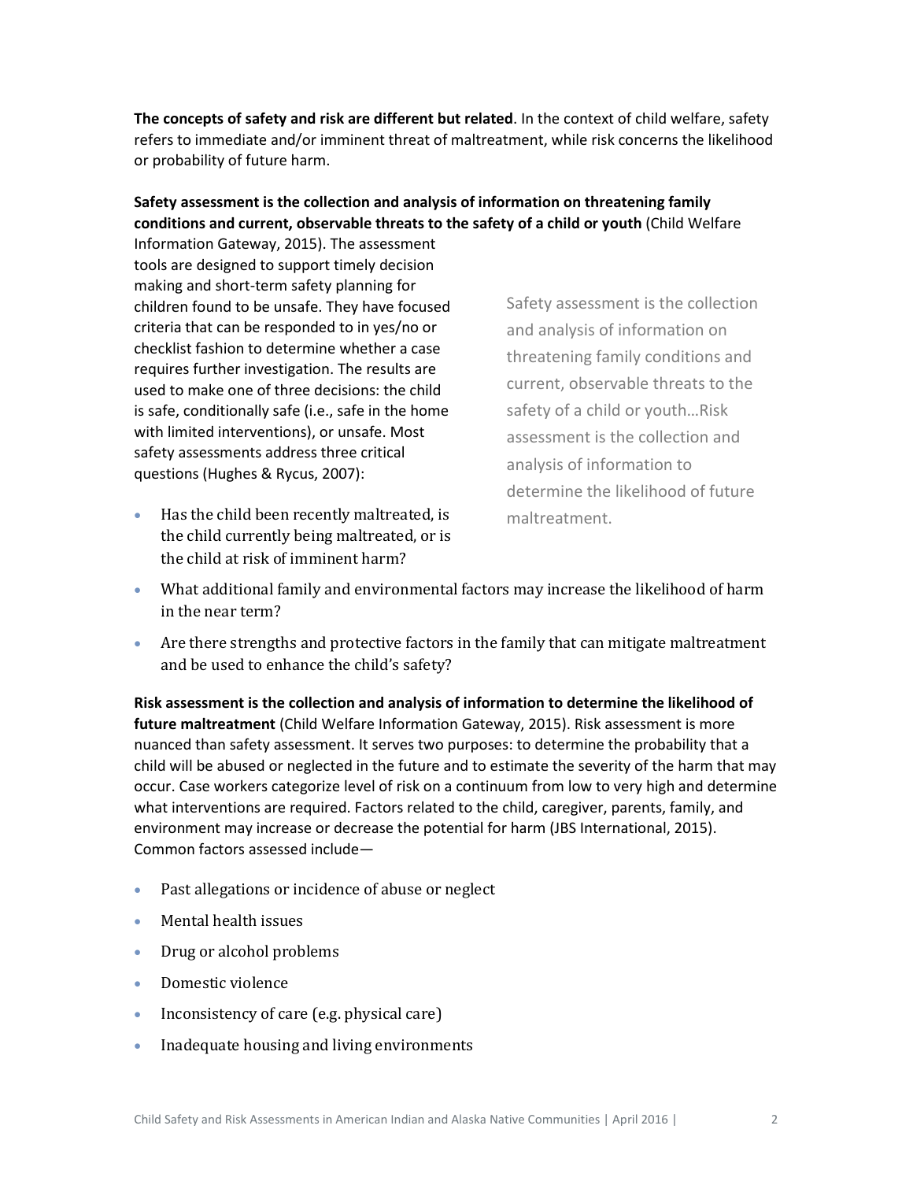**The concepts of safety and risk are different but related**. In the context of child welfare, safety refers to immediate and/or imminent threat of maltreatment, while risk concerns the likelihood or probability of future harm.

**Safety assessment is the collection and analysis of information on threatening family conditions and current, observable threats to the safety of a child or youth** (Child Welfare Information Gateway, 2015). The assessment tools are designed to support timely decision making and short-term safety planning for children found to be unsafe. They have focused criteria that can be responded to in yes/no or checklist fashion to determine whether a case requires further investigation. The results are used to make one of three decisions: the child is safe, conditionally safe (i.e., safe in the home with limited interventions), or unsafe. Most safety assessments address three critical questions (Hughes & Rycus, 2007):

> Safety assessment is the collection and analysis of information on threatening family conditions and current, observable threats to the safety of a child or youth…Risk assessment is the collection and analysis of information to determine the likelihood of future maltreatment.

- Has the child been recently maltreated, is the child currently being maltreated, or is the child at risk of imminent harm?
- What additional family and environmental factors may increase the likelihood of harm in the near term?
- Are there strengths and protective factors in the family that can mitigate maltreatment and be used to enhance the child's safety?

**Risk assessment is the collection and analysis of information to determine the likelihood of future maltreatment** (Child Welfare Information Gateway, 2015). Risk assessment is more nuanced than safety assessment. It serves two purposes: to determine the probability that a child will be abused or neglected in the future and to estimate the severity of the harm that may occur. Case workers categorize level of risk on a continuum from low to very high and determine what interventions are required. Factors related to the child, caregiver, parents, family, and environment may increase or decrease the potential for harm (JBS International, 2015). Common factors assessed include—

- Past allegations or incidence of abuse or neglect
- Mental health issues
- Drug or alcohol problems
- Domestic violence
- Inconsistency of care (e.g. physical care)
- Inadequate housing and living environments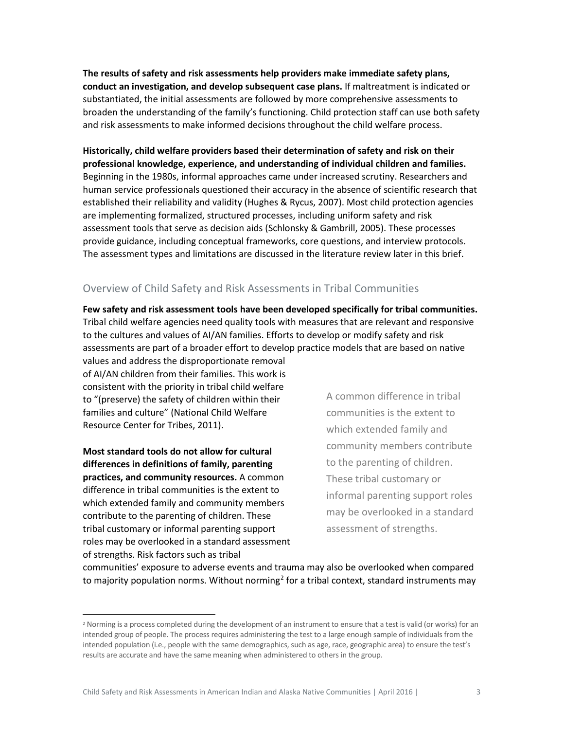**The results of safety and risk assessments help providers make immediate safety plans, conduct an investigation, and develop subsequent case plans.** If maltreatment is indicated or substantiated, the initial assessments are followed by more comprehensive assessments to broaden the understanding of the family's functioning. Child protection staff can use both safety and risk assessments to make informed decisions throughout the child welfare process.

**Historically, child welfare providers based their determination of safety and risk on their professional knowledge, experience, and understanding of individual children and families.** Beginning in the 1980s, informal approaches came under increased scrutiny. Researchers and human service professionals questioned their accuracy in the absence of scientific research that established their reliability and validity (Hughes & Rycus, 2007). Most child protection agencies are implementing formalized, structured processes, including uniform safety and risk assessment tools that serve as decision aids (Schlonsky & Gambrill, 2005). These processes provide guidance, including conceptual frameworks, core questions, and interview protocols. The assessment types and limitations are discussed in the literature review later in this brief.

## Overview of Child Safety and Risk Assessments in Tribal Communities

**Few safety and risk assessment tools have been developed specifically for tribal communities.** Tribal child welfare agencies need quality tools with measures that are relevant and responsive to the cultures and values of AI/AN families. Efforts to develop or modify safety and risk assessments are part of a broader effort to develop practice models that are based on native values and address the disproportionate removal of AI/AN children from their families. This work is consistent with the priority in tribal child welfare to "(preserve) the safety of children within their families and culture" (National Child Welfare Resource Center for Tribes, 2011).

**Most standard tools do not allow for cultural differences in definitions of family, parenting practices, and community resources.** A common difference in tribal communities is the extent to which extended family and community members contribute to the parenting of children. These tribal customary or informal parenting support roles may be overlooked in a standard assessment of strengths. Risk factors such as tribal communities' exposure to adverse events and trauma may also be overlooked when compared to majority population norms. Without norming[2] for a tribal context, standard instruments may

> A common difference in tribal communities is the extent to which extended family and community members contribute to the parenting of children. These tribal customary or informal parenting support roles may be overlooked in a standard assessment of strengths.

[2] Norming is a process completed during the development of an instrument to ensure that a test is valid (or works) for an intended group of people. The process requires administering the test to a large enough sample of individuals from the intended population (i.e., people with the same demographics, such as age, race, geographic area) to ensure the test's results are accurate and have the same meaning when administered to others in the group.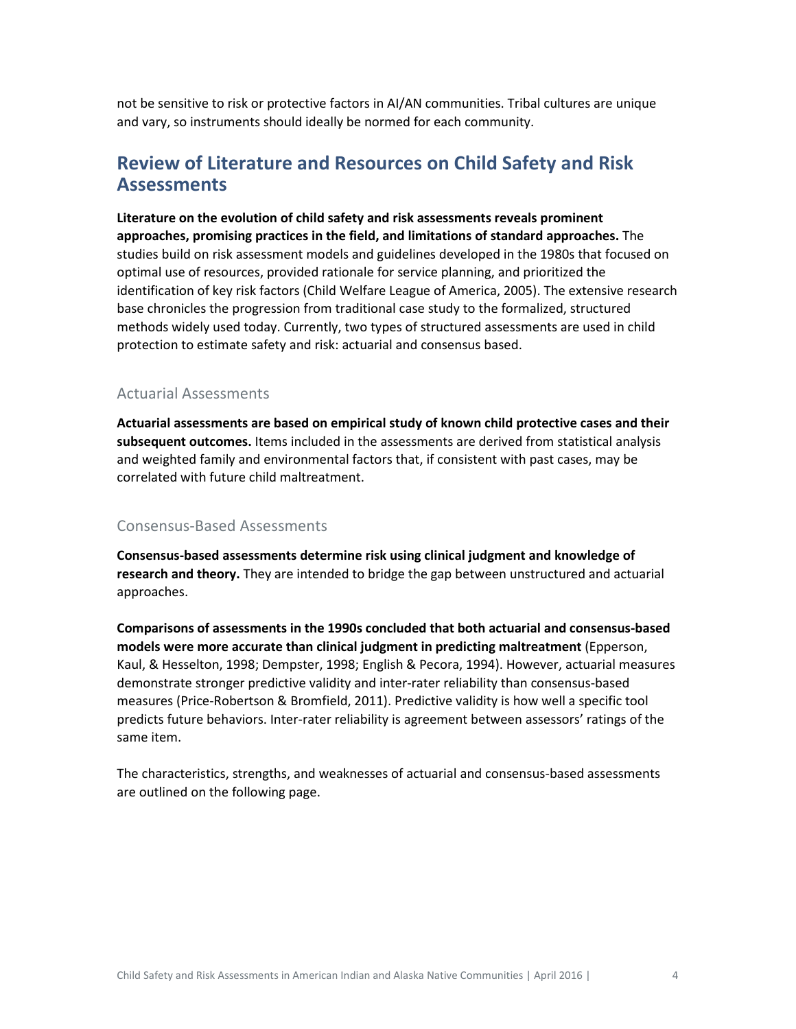not be sensitive to risk or protective factors in AI/AN communities. Tribal cultures are unique and vary, so instruments should ideally be normed for each community.

## Review of Literature and Resources on Child Safety and Risk Assessments

**Literature on the evolution of child safety and risk assessments reveals prominent approaches, promising practices in the field, and limitations of standard approaches.** The studies build on risk assessment models and guidelines developed in the 1980s that focused on optimal use of resources, provided rationale for service planning, and prioritized the identification of key risk factors (Child Welfare League of America, 2005). The extensive research base chronicles the progression from traditional case study to the formalized, structured methods widely used today. Currently, two types of structured assessments are used in child protection to estimate safety and risk: actuarial and consensus based.

### Actuarial Assessments

**Actuarial assessments are based on empirical study of known child protective cases and their subsequent outcomes.** Items included in the assessments are derived from statistical analysis and weighted family and environmental factors that, if consistent with past cases, may be correlated with future child maltreatment.

### Consensus-Based Assessments

**Consensus-based assessments determine risk using clinical judgment and knowledge of research and theory.** They are intended to bridge the gap between unstructured and actuarial approaches.

**Comparisons of assessments in the 1990s concluded that both actuarial and consensus-based models were more accurate than clinical judgment in predicting maltreatment** (Epperson, Kaul, & Hesselton, 1998; Dempster, 1998; English & Pecora, 1994). However, actuarial measures demonstrate stronger predictive validity and inter-rater reliability than consensus-based measures (Price-Robertson & Bromfield, 2011). Predictive validity is how well a specific tool predicts future behaviors. Inter-rater reliability is agreement between assessors' ratings of the same item.

The characteristics, strengths, and weaknesses of actuarial and consensus-based assessments are outlined on the following page.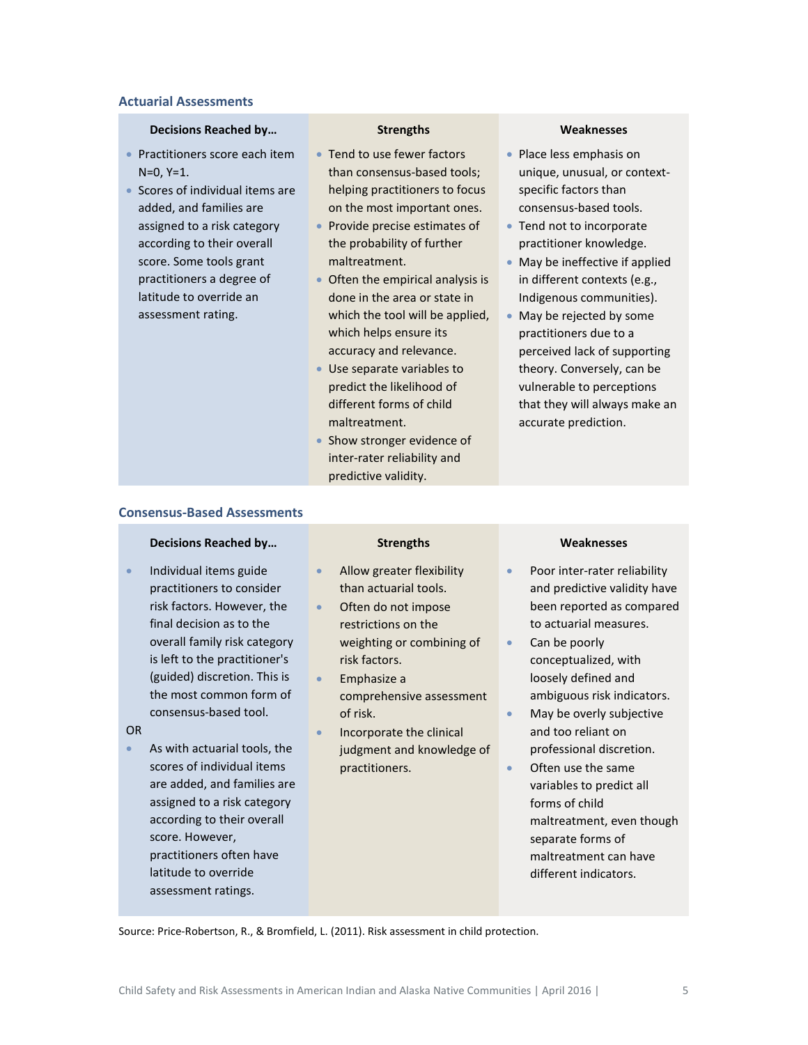### Actuarial Assessments

| Decisions Reached by… | Strengths | Weaknesses |
|---|---|---|
| • Practitioners score each item N=0, Y=1.<br>• Scores of individual items are added, and families are assigned to a risk category according to their overall score. Some tools grant practitioners a degree of latitude to override an assessment rating. | • Tend to use fewer factors than consensus-based tools; helping practitioners to focus on the most important ones.<br>• Provide precise estimates of the probability of further maltreatment.<br>• Often the empirical analysis is done in the area or state in which the tool will be applied, which helps ensure its accuracy and relevance.<br>• Use separate variables to predict the likelihood of different forms of child maltreatment.<br>• Show stronger evidence of inter-rater reliability and predictive validity. | • Place less emphasis on unique, unusual, or context-specific factors than consensus-based tools.<br>• Tend not to incorporate practitioner knowledge.<br>• May be ineffective if applied in different contexts (e.g., Indigenous communities).<br>• May be rejected by some practitioners due to a perceived lack of supporting theory. Conversely, can be vulnerable to perceptions that they will always make an accurate prediction. |

### Consensus-Based Assessments

| Decisions Reached by… | Strengths | Weaknesses |
|---|---|---|
| • Individual items guide practitioners to consider risk factors. However, the final decision as to the overall family risk category is left to the practitioner's (guided) discretion. This is the most common form of consensus-based tool.<br>OR<br>• As with actuarial tools, the scores of individual items are added, and families are assigned to a risk category according to their overall score. However, practitioners often have latitude to override assessment ratings. | • Allow greater flexibility than actuarial tools.<br>• Often do not impose restrictions on the weighting or combining of risk factors.<br>• Emphasize a comprehensive assessment of risk.<br>• Incorporate the clinical judgment and knowledge of practitioners. | • Poor inter-rater reliability and predictive validity have been reported as compared to actuarial measures.<br>• Can be poorly conceptualized, with loosely defined and ambiguous risk indicators.<br>• May be overly subjective and too reliant on professional discretion.<br>• Often use the same variables to predict all forms of child maltreatment, even though separate forms of maltreatment can have different indicators. |

Source: Price-Robertson, R., & Bromfield, L. (2011). Risk assessment in child protection.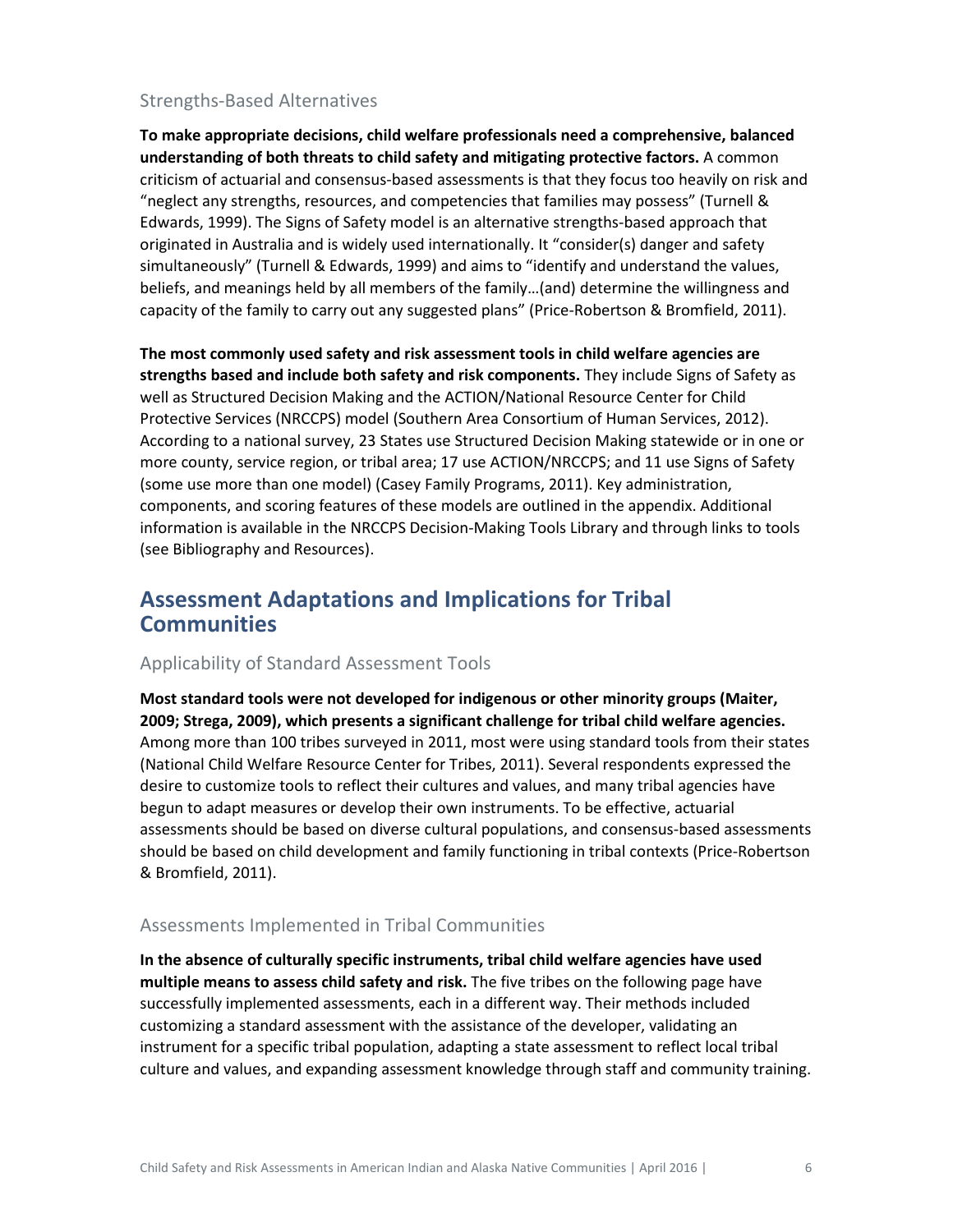### Strengths-Based Alternatives

**To make appropriate decisions, child welfare professionals need a comprehensive, balanced understanding of both threats to child safety and mitigating protective factors.** A common criticism of actuarial and consensus-based assessments is that they focus too heavily on risk and "neglect any strengths, resources, and competencies that families may possess" (Turnell & Edwards, 1999). The Signs of Safety model is an alternative strengths-based approach that originated in Australia and is widely used internationally. It "consider(s) danger and safety simultaneously" (Turnell & Edwards, 1999) and aims to "identify and understand the values, beliefs, and meanings held by all members of the family…(and) determine the willingness and capacity of the family to carry out any suggested plans" (Price-Robertson & Bromfield, 2011).

**The most commonly used safety and risk assessment tools in child welfare agencies are strengths based and include both safety and risk components.** They include Signs of Safety as well as Structured Decision Making and the ACTION/National Resource Center for Child Protective Services (NRCCPS) model (Southern Area Consortium of Human Services, 2012). According to a national survey, 23 States use Structured Decision Making statewide or in one or more county, service region, or tribal area; 17 use ACTION/NRCCPS; and 11 use Signs of Safety (some use more than one model) (Casey Family Programs, 2011). Key administration, components, and scoring features of these models are outlined in the appendix. Additional information is available in the NRCCPS Decision-Making Tools Library and through links to tools (see Bibliography and Resources).

## Assessment Adaptations and Implications for Tribal Communities

### Applicability of Standard Assessment Tools

**Most standard tools were not developed for indigenous or other minority groups (Maiter, 2009; Strega, 2009), which presents a significant challenge for tribal child welfare agencies.** Among more than 100 tribes surveyed in 2011, most were using standard tools from their states (National Child Welfare Resource Center for Tribes, 2011). Several respondents expressed the desire to customize tools to reflect their cultures and values, and many tribal agencies have begun to adapt measures or develop their own instruments. To be effective, actuarial assessments should be based on diverse cultural populations, and consensus-based assessments should be based on child development and family functioning in tribal contexts (Price-Robertson & Bromfield, 2011).

### Assessments Implemented in Tribal Communities

**In the absence of culturally specific instruments, tribal child welfare agencies have used multiple means to assess child safety and risk.** The five tribes on the following page have successfully implemented assessments, each in a different way. Their methods included customizing a standard assessment with the assistance of the developer, validating an instrument for a specific tribal population, adapting a state assessment to reflect local tribal culture and values, and expanding assessment knowledge through staff and community training.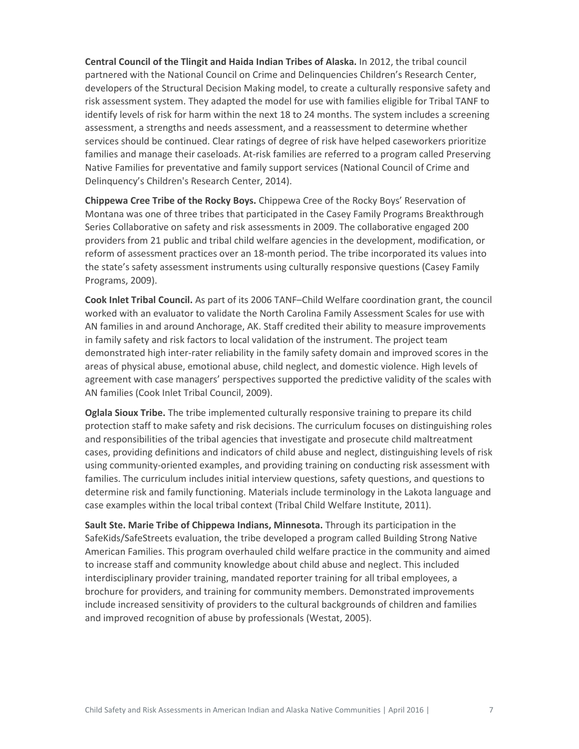**Central Council of the Tlingit and Haida Indian Tribes of Alaska.** In 2012, the tribal council partnered with the National Council on Crime and Delinquencies Children's Research Center, developers of the Structural Decision Making model, to create a culturally responsive safety and risk assessment system. They adapted the model for use with families eligible for Tribal TANF to identify levels of risk for harm within the next 18 to 24 months. The system includes a screening assessment, a strengths and needs assessment, and a reassessment to determine whether services should be continued. Clear ratings of degree of risk have helped caseworkers prioritize families and manage their caseloads. At-risk families are referred to a program called Preserving Native Families for preventative and family support services (National Council of Crime and Delinquency's Children's Research Center, 2014).

**Chippewa Cree Tribe of the Rocky Boys.** Chippewa Cree of the Rocky Boys' Reservation of Montana was one of three tribes that participated in the Casey Family Programs Breakthrough Series Collaborative on safety and risk assessments in 2009. The collaborative engaged 200 providers from 21 public and tribal child welfare agencies in the development, modification, or reform of assessment practices over an 18-month period. The tribe incorporated its values into the state's safety assessment instruments using culturally responsive questions (Casey Family Programs, 2009).

**Cook Inlet Tribal Council.** As part of its 2006 TANF–Child Welfare coordination grant, the council worked with an evaluator to validate the North Carolina Family Assessment Scales for use with AN families in and around Anchorage, AK. Staff credited their ability to measure improvements in family safety and risk factors to local validation of the instrument. The project team demonstrated high inter-rater reliability in the family safety domain and improved scores in the areas of physical abuse, emotional abuse, child neglect, and domestic violence. High levels of agreement with case managers' perspectives supported the predictive validity of the scales with AN families (Cook Inlet Tribal Council, 2009).

**Oglala Sioux Tribe.** The tribe implemented culturally responsive training to prepare its child protection staff to make safety and risk decisions. The curriculum focuses on distinguishing roles and responsibilities of the tribal agencies that investigate and prosecute child maltreatment cases, providing definitions and indicators of child abuse and neglect, distinguishing levels of risk using community-oriented examples, and providing training on conducting risk assessment with families. The curriculum includes initial interview questions, safety questions, and questions to determine risk and family functioning. Materials include terminology in the Lakota language and case examples within the local tribal context (Tribal Child Welfare Institute, 2011).

**Sault Ste. Marie Tribe of Chippewa Indians, Minnesota.** Through its participation in the SafeKids/SafeStreets evaluation, the tribe developed a program called Building Strong Native American Families. This program overhauled child welfare practice in the community and aimed to increase staff and community knowledge about child abuse and neglect. This included interdisciplinary provider training, mandated reporter training for all tribal employees, a brochure for providers, and training for community members. Demonstrated improvements include increased sensitivity of providers to the cultural backgrounds of children and families and improved recognition of abuse by professionals (Westat, 2005).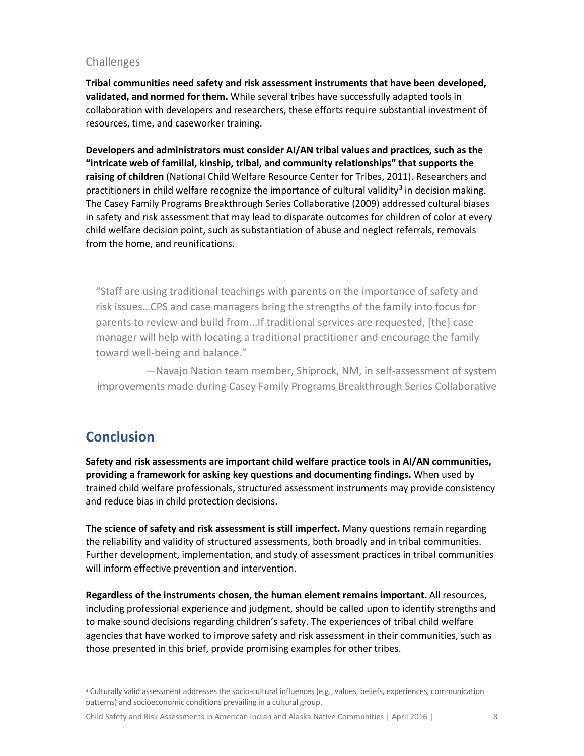### Challenges

**Tribal communities need safety and risk assessment instruments that have been developed, validated, and normed for them.** While several tribes have successfully adapted tools in collaboration with developers and researchers, these efforts require substantial investment of resources, time, and caseworker training.

**Developers and administrators must consider AI/AN tribal values and practices, such as the "intricate web of familial, kinship, tribal, and community relationships" that supports the raising of children** (National Child Welfare Resource Center for Tribes, 2011). Researchers and practitioners in child welfare recognize the importance of cultural validity[3] in decision making. The Casey Family Programs Breakthrough Series Collaborative (2009) addressed cultural biases in safety and risk assessment that may lead to disparate outcomes for children of color at every child welfare decision point, such as substantiation of abuse and neglect referrals, removals from the home, and reunifications.

> "Staff are using traditional teachings with parents on the importance of safety and risk issues…CPS and case managers bring the strengths of the family into focus for parents to review and build from...If traditional services are requested, [the] case manager will help with locating a traditional practitioner and encourage the family toward well-being and balance."
>
> —Navajo Nation team member, Shiprock, NM, in self-assessment of system improvements made during Casey Family Programs Breakthrough Series Collaborative

## Conclusion

**Safety and risk assessments are important child welfare practice tools in AI/AN communities, providing a framework for asking key questions and documenting findings.** When used by trained child welfare professionals, structured assessment instruments may provide consistency and reduce bias in child protection decisions.

**The science of safety and risk assessment is still imperfect.** Many questions remain regarding the reliability and validity of structured assessments, both broadly and in tribal communities. Further development, implementation, and study of assessment practices in tribal communities will inform effective prevention and intervention.

**Regardless of the instruments chosen, the human element remains important.** All resources, including professional experience and judgment, should be called upon to identify strengths and to make sound decisions regarding children's safety. The experiences of tribal child welfare agencies that have worked to improve safety and risk assessment in their communities, such as those presented in this brief, provide promising examples for other tribes.

---

[3] Culturally valid assessment addresses the socio-cultural influences (e.g., values, beliefs, experiences, communication patterns) and socioeconomic conditions prevailing in a cultural group.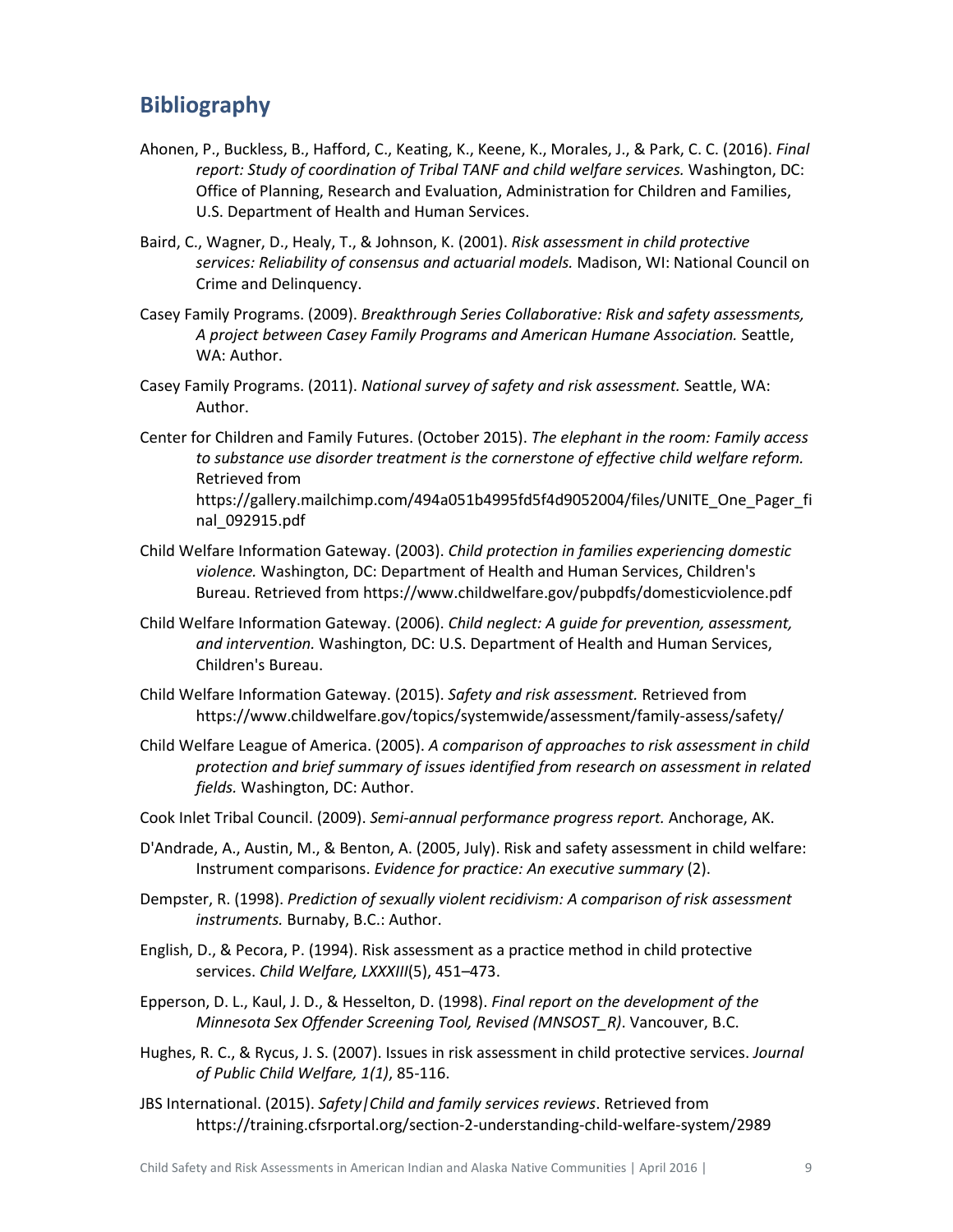## Bibliography

Ahonen, P., Buckless, B., Hafford, C., Keating, K., Keene, K., Morales, J., & Park, C. C. (2016). *Final report: Study of coordination of Tribal TANF and child welfare services.* Washington, DC: Office of Planning, Research and Evaluation, Administration for Children and Families, U.S. Department of Health and Human Services.

Baird, C., Wagner, D., Healy, T., & Johnson, K. (2001). *Risk assessment in child protective services: Reliability of consensus and actuarial models.* Madison, WI: National Council on Crime and Delinquency.

Casey Family Programs. (2009). *Breakthrough Series Collaborative: Risk and safety assessments, A project between Casey Family Programs and American Humane Association.* Seattle, WA: Author.

Casey Family Programs. (2011). *National survey of safety and risk assessment.* Seattle, WA: Author.

Center for Children and Family Futures. (October 2015). *The elephant in the room: Family access to substance use disorder treatment is the cornerstone of effective child welfare reform.* Retrieved from https://gallery.mailchimp.com/494a051b4995fd5f4d9052004/files/UNITE_One_Pager_final_092915.pdf

Child Welfare Information Gateway. (2003). *Child protection in families experiencing domestic violence.* Washington, DC: Department of Health and Human Services, Children's Bureau. Retrieved from https://www.childwelfare.gov/pubpdfs/domesticviolence.pdf

Child Welfare Information Gateway. (2006). *Child neglect: A guide for prevention, assessment, and intervention.* Washington, DC: U.S. Department of Health and Human Services, Children's Bureau.

Child Welfare Information Gateway. (2015). *Safety and risk assessment.* Retrieved from https://www.childwelfare.gov/topics/systemwide/assessment/family-assess/safety/

Child Welfare League of America. (2005). *A comparison of approaches to risk assessment in child protection and brief summary of issues identified from research on assessment in related fields.* Washington, DC: Author.

Cook Inlet Tribal Council. (2009). *Semi-annual performance progress report.* Anchorage, AK.

D'Andrade, A., Austin, M., & Benton, A. (2005, July). Risk and safety assessment in child welfare: Instrument comparisons. *Evidence for practice: An executive summary* (2).

Dempster, R. (1998). *Prediction of sexually violent recidivism: A comparison of risk assessment instruments.* Burnaby, B.C.: Author.

English, D., & Pecora, P. (1994). Risk assessment as a practice method in child protective services. *Child Welfare, LXXXIII*(5), 451–473.

Epperson, D. L., Kaul, J. D., & Hesselton, D. (1998). *Final report on the development of the Minnesota Sex Offender Screening Tool, Revised (MNSOST_R)*. Vancouver, B.C.

Hughes, R. C., & Rycus, J. S. (2007). Issues in risk assessment in child protective services. *Journal of Public Child Welfare, 1(1)*, 85-116.

JBS International. (2015). *Safety|Child and family services reviews*. Retrieved from https://training.cfsrportal.org/section-2-understanding-child-welfare-system/2989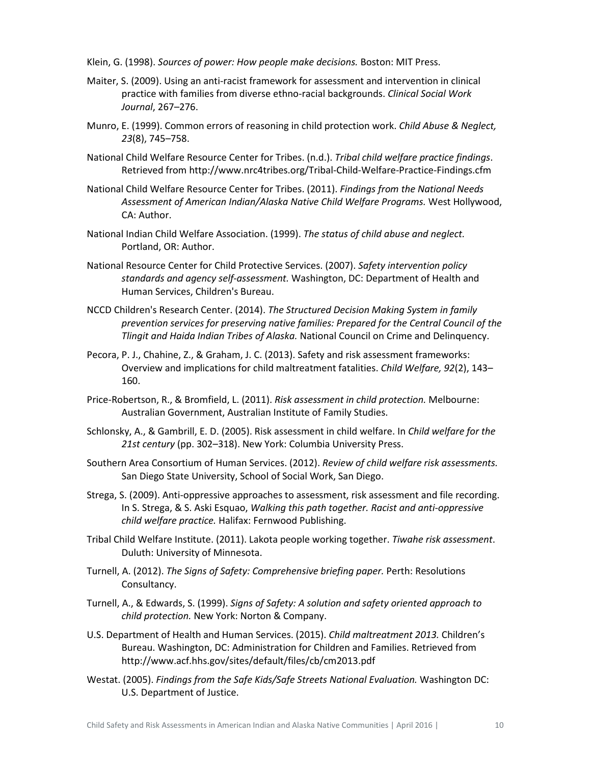Klein, G. (1998). *Sources of power: How people make decisions.* Boston: MIT Press.

Maiter, S. (2009). Using an anti-racist framework for assessment and intervention in clinical practice with families from diverse ethno-racial backgrounds. *Clinical Social Work Journal*, 267–276.

Munro, E. (1999). Common errors of reasoning in child protection work. *Child Abuse & Neglect, 23*(8), 745–758.

National Child Welfare Resource Center for Tribes. (n.d.). *Tribal child welfare practice findings*. Retrieved from http://www.nrc4tribes.org/Tribal-Child-Welfare-Practice-Findings.cfm

National Child Welfare Resource Center for Tribes. (2011). *Findings from the National Needs Assessment of American Indian/Alaska Native Child Welfare Programs.* West Hollywood, CA: Author.

National Indian Child Welfare Association. (1999). *The status of child abuse and neglect.* Portland, OR: Author.

National Resource Center for Child Protective Services. (2007). *Safety intervention policy standards and agency self-assessment.* Washington, DC: Department of Health and Human Services, Children's Bureau.

NCCD Children's Research Center. (2014). *The Structured Decision Making System in family prevention services for preserving native families: Prepared for the Central Council of the Tlingit and Haida Indian Tribes of Alaska.* National Council on Crime and Delinquency.

Pecora, P. J., Chahine, Z., & Graham, J. C. (2013). Safety and risk assessment frameworks: Overview and implications for child maltreatment fatalities. *Child Welfare, 92*(2), 143–160.

Price-Robertson, R., & Bromfield, L. (2011). *Risk assessment in child protection.* Melbourne: Australian Government, Australian Institute of Family Studies.

Schlonsky, A., & Gambrill, E. D. (2005). Risk assessment in child welfare. In *Child welfare for the 21st century* (pp. 302–318). New York: Columbia University Press.

Southern Area Consortium of Human Services. (2012). *Review of child welfare risk assessments.* San Diego State University, School of Social Work, San Diego.

Strega, S. (2009). Anti-oppressive approaches to assessment, risk assessment and file recording. In S. Strega, & S. Aski Esquao, *Walking this path together. Racist and anti-oppressive child welfare practice.* Halifax: Fernwood Publishing.

Tribal Child Welfare Institute. (2011). Lakota people working together. *Tiwahe risk assessment*. Duluth: University of Minnesota.

Turnell, A. (2012). *The Signs of Safety: Comprehensive briefing paper.* Perth: Resolutions Consultancy.

Turnell, A., & Edwards, S. (1999). *Signs of Safety: A solution and safety oriented approach to child protection.* New York: Norton & Company.

U.S. Department of Health and Human Services. (2015). *Child maltreatment 2013.* Children's Bureau. Washington, DC: Administration for Children and Families. Retrieved from http://www.acf.hhs.gov/sites/default/files/cb/cm2013.pdf

Westat. (2005). *Findings from the Safe Kids/Safe Streets National Evaluation.* Washington DC: U.S. Department of Justice.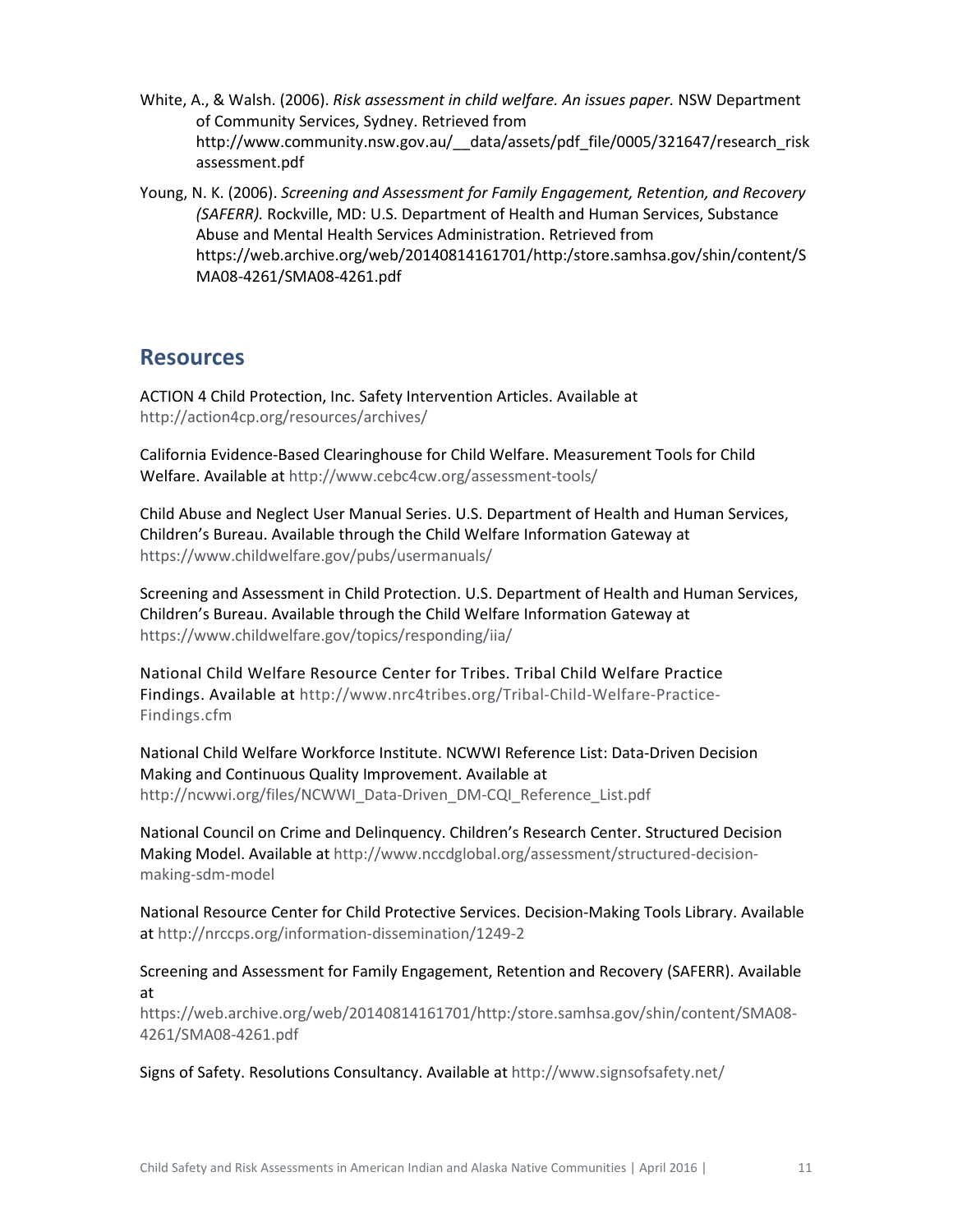White, A., & Walsh. (2006). *Risk assessment in child welfare. An issues paper.* NSW Department of Community Services, Sydney. Retrieved from http://www.community.nsw.gov.au/__data/assets/pdf_file/0005/321647/research_riskassessment.pdf

Young, N. K. (2006). *Screening and Assessment for Family Engagement, Retention, and Recovery (SAFERR).* Rockville, MD: U.S. Department of Health and Human Services, Substance Abuse and Mental Health Services Administration. Retrieved from https://web.archive.org/web/20140814161701/http:/store.samhsa.gov/shin/content/SMA08-4261/SMA08-4261.pdf

## Resources

ACTION 4 Child Protection, Inc. Safety Intervention Articles. Available at http://action4cp.org/resources/archives/

California Evidence-Based Clearinghouse for Child Welfare. Measurement Tools for Child Welfare. Available at http://www.cebc4cw.org/assessment-tools/

Child Abuse and Neglect User Manual Series. U.S. Department of Health and Human Services, Children's Bureau. Available through the Child Welfare Information Gateway at https://www.childwelfare.gov/pubs/usermanuals/

Screening and Assessment in Child Protection. U.S. Department of Health and Human Services, Children's Bureau. Available through the Child Welfare Information Gateway at https://www.childwelfare.gov/topics/responding/iia/

National Child Welfare Resource Center for Tribes. Tribal Child Welfare Practice Findings. Available at http://www.nrc4tribes.org/Tribal-Child-Welfare-Practice-Findings.cfm

National Child Welfare Workforce Institute. NCWWI Reference List: Data-Driven Decision Making and Continuous Quality Improvement. Available at http://ncwwi.org/files/NCWWI_Data-Driven_DM-CQI_Reference_List.pdf

National Council on Crime and Delinquency. Children's Research Center. Structured Decision Making Model. Available at http://www.nccdglobal.org/assessment/structured-decision-making-sdm-model

National Resource Center for Child Protective Services. Decision-Making Tools Library. Available at http://nrccps.org/information-dissemination/1249-2

Screening and Assessment for Family Engagement, Retention and Recovery (SAFERR). Available at https://web.archive.org/web/20140814161701/http:/store.samhsa.gov/shin/content/SMA08-4261/SMA08-4261.pdf

Signs of Safety. Resolutions Consultancy. Available at http://www.signsofsafety.net/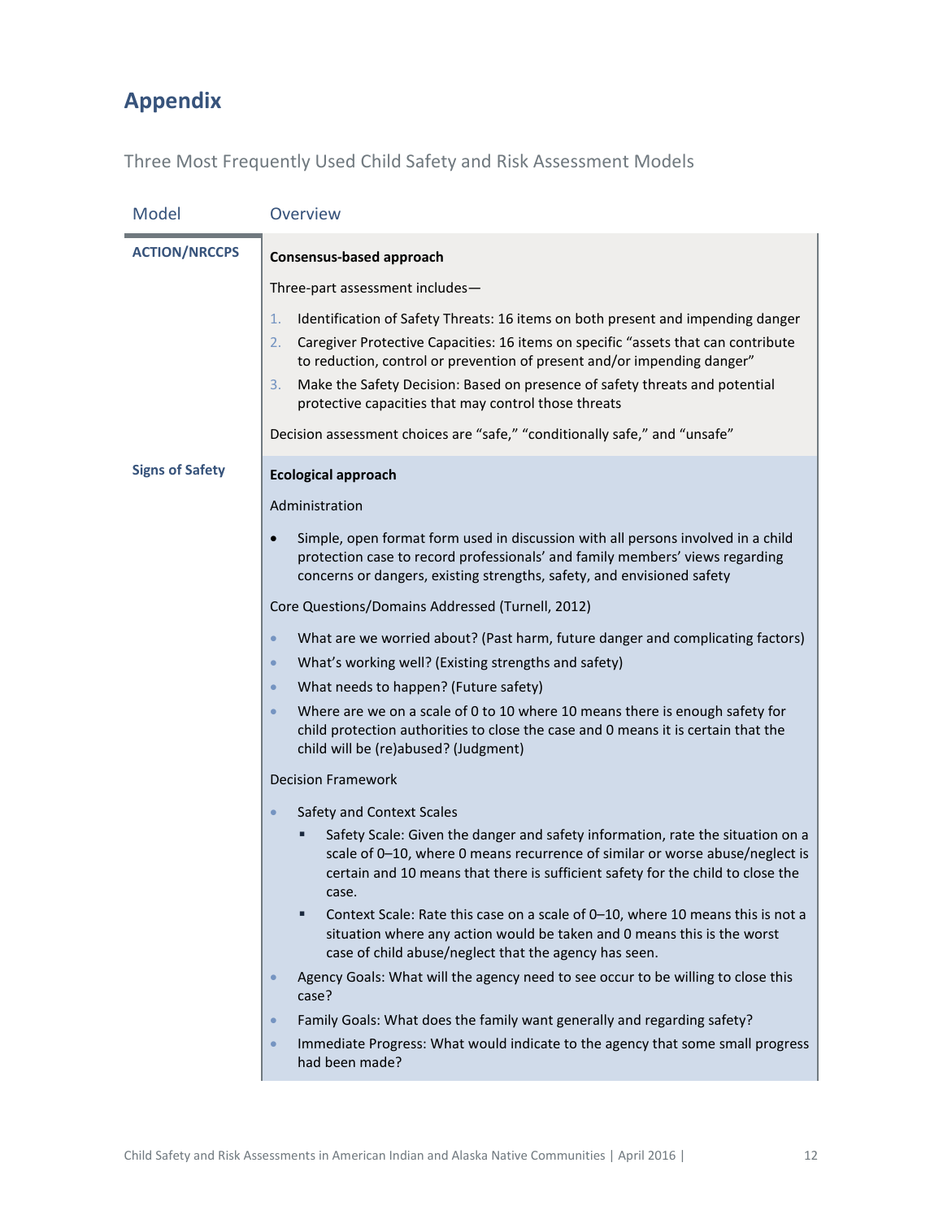## Appendix

Three Most Frequently Used Child Safety and Risk Assessment Models

| Model | Overview |
|---|---|
| **ACTION/NRCCPS** | **Consensus-based approach**<br><br>Three-part assessment includes—<br><br>1. Identification of Safety Threats: 16 items on both present and impending danger<br>2. Caregiver Protective Capacities: 16 items on specific "assets that can contribute to reduction, control or prevention of present and/or impending danger"<br>3. Make the Safety Decision: Based on presence of safety threats and potential protective capacities that may control those threats<br><br>Decision assessment choices are "safe," "conditionally safe," and "unsafe" |
| **Signs of Safety** | **Ecological approach**<br><br>Administration<br><br>• Simple, open format form used in discussion with all persons involved in a child protection case to record professionals' and family members' views regarding concerns or dangers, existing strengths, safety, and envisioned safety<br><br>Core Questions/Domains Addressed (Turnell, 2012)<br><br>• What are we worried about? (Past harm, future danger and complicating factors)<br>• What's working well? (Existing strengths and safety)<br>• What needs to happen? (Future safety)<br>• Where are we on a scale of 0 to 10 where 10 means there is enough safety for child protection authorities to close the case and 0 means it is certain that the child will be (re)abused? (Judgment)<br><br>Decision Framework<br><br>• Safety and Context Scales<br>&nbsp;&nbsp;▪ Safety Scale: Given the danger and safety information, rate the situation on a scale of 0–10, where 0 means recurrence of similar or worse abuse/neglect is certain and 10 means that there is sufficient safety for the child to close the case.<br>&nbsp;&nbsp;▪ Context Scale: Rate this case on a scale of 0–10, where 10 means this is not a situation where any action would be taken and 0 means this is the worst case of child abuse/neglect that the agency has seen.<br>• Agency Goals: What will the agency need to see occur to be willing to close this case?<br>• Family Goals: What does the family want generally and regarding safety?<br>• Immediate Progress: What would indicate to the agency that some small progress had been made? |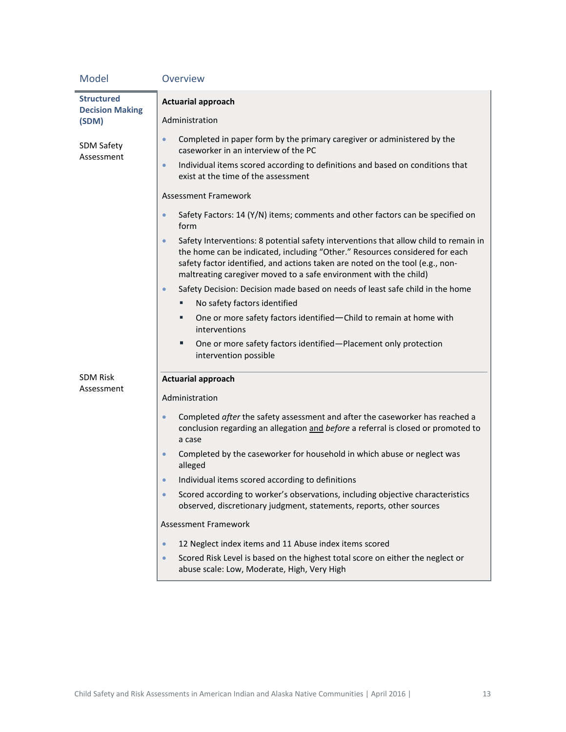| Model | Overview |
|---|---|
| **Structured Decision Making (SDM)**<br><br>SDM Safety Assessment | **Actuarial approach**<br><br>Administration<br><br>• Completed in paper form by the primary caregiver or administered by the caseworker in an interview of the PC<br>• Individual items scored according to definitions and based on conditions that exist at the time of the assessment<br><br>Assessment Framework<br><br>• Safety Factors: 14 (Y/N) items; comments and other factors can be specified on form<br>• Safety Interventions: 8 potential safety interventions that allow child to remain in the home can be indicated, including "Other." Resources considered for each safety factor identified, and actions taken are noted on the tool (e.g., non-maltreating caregiver moved to a safe environment with the child)<br>• Safety Decision: Decision made based on needs of least safe child in the home<br>  ▪ No safety factors identified<br>  ▪ One or more safety factors identified—Child to remain at home with interventions<br>  ▪ One or more safety factors identified—Placement only protection intervention possible |
| SDM Risk Assessment | **Actuarial approach**<br><br>Administration<br><br>• Completed *after* the safety assessment and after the caseworker has reached a conclusion regarding an allegation <u>and</u> *before* a referral is closed or promoted to a case<br>• Completed by the caseworker for household in which abuse or neglect was alleged<br>• Individual items scored according to definitions<br>• Scored according to worker's observations, including objective characteristics observed, discretionary judgment, statements, reports, other sources<br><br>Assessment Framework<br><br>• 12 Neglect index items and 11 Abuse index items scored<br>• Scored Risk Level is based on the highest total score on either the neglect or abuse scale: Low, Moderate, High, Very High |